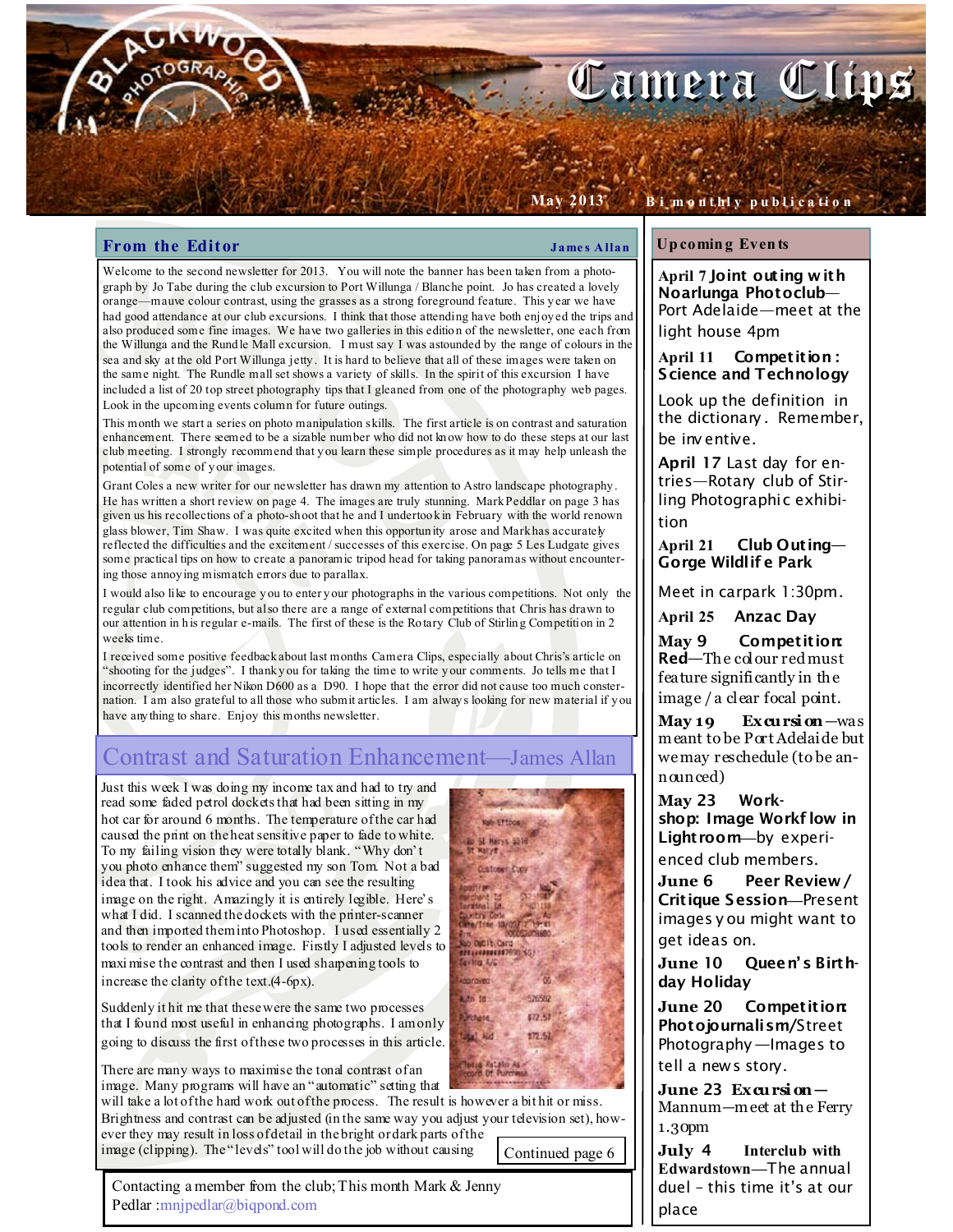# Camera Clips

May 2013 • Bi monthly publication

## From the Editor

**James Allan**

Welcome to the second newsletter for 2013. You will note the banner has been taken from a photograph by Jo Tabe during the club excursion to Port Willunga / Blanche point. Jo has created a lovely orange—mauve colour contrast, using the grasses as a strong foreground feature. This year we have had good attendance at our club excursions. I think that those attending have both enjoyed the trips and also produced some fine images. We have two galleries in this edition of the newsletter, one each from the Willunga and the Rundle Mall excursion. I must say I was astounded by the range of colours in the sea and sky at the old Port Willunga jetty. It is hard to believe that all of these images were taken on the same night. The Rundle mall set shows a variety of skills. In the spirit of this excursion I have included a list of 20 top street photography tips that I gleaned from one of the photography web pages. Look in the upcoming events column for future outings.

This month we start a series on photo manipulation skills. The first article is on contrast and saturation enhancement. There seemed to be a sizable number who did not know how to do these steps at our last club meeting. I strongly recommend that you learn these simple procedures as it may help unleash the potential of some of your images.

Grant Coles a new writer for our newsletter has drawn my attention to Astro landscape photography. He has written a short review on page 4. The images are truly stunning. Mark Peddlar on page 3 has given us his recollections of a photo-shoot that he and I undertook in February with the world renown glass blower, Tim Shaw. I was quite excited when this opportunity arose and Mark has accurately reflected the difficulties and the excitement / successes of this exercise. On page 5 Les Ludgate gives some practical tips on how to create a panoramic tripod head for taking panoramas without encountering those annoying mismatch errors due to parallax.

I would also like to encourage you to enter your photographs in the various competitions. Not only the regular club competitions, but also there are a range of external competitions that Chris has drawn to our attention in his regular e-mails. The first of these is the Rotary Club of Stirling Competition in 2 weeks time.

I received some positive feedback about last months Camera Clips, especially about Chris's article on "shooting for the judges". I thank you for taking the time to write your comments. Jo tells me that I incorrectly identified her Nikon D600 as a D90. I hope that the error did not cause too much consternation. I am also grateful to all those who submit articles. I am always looking for new material if you have anything to share. Enjoy this months newsletter.

## Contrast and Saturation Enhancement—James Allan

Just this week I was doing my income tax and had to try and read some faded petrol dockets that had been sitting in my hot car for around 6 months. The temperature of the car had caused the print on the heat sensitive paper to fade to white. To my failing vision they were totally blank. "Why don't you photo enhance them" suggested my son Tom. Not a bad idea that. I took his advice and you can see the resulting image on the right. Amazingly it is entirely legible. Here's what I did. I scanned the dockets with the printer-scanner and then imported them into Photoshop. I used essentially 2 tools to render an enhanced image. Firstly I adjusted levels to maximise the contrast and then I used sharpening tools to increase the clarity of the text.(4-6px).

Suddenly it hit me that these were the same two processes that I found most useful in enhancing photographs. I am only going to discuss the first of these two processes in this article.

There are many ways to maximise the tonal contrast of an image. Many programs will have an "automatic" setting that will take a lot of the hard work out of the process. The result is however a bit hit or miss. Brightness and contrast can be adjusted (in the same way you adjust your television set), however they may result in loss of detail in the bright or dark parts of the image (clipping). The "levels" tool will do the job without causing

Continued page 6

Contacting a member from the club; This month Mark & Jenny Pedlar :mnjpedlar@biqpond.com

## Upcoming Events

**April 7 Joint outing with Noarlunga Photoclub**—Port Adelaide—meet at the light house 4pm

**April 11 Competition: Science and Technology**

Look up the definition in the dictionary. Remember, be inventive.

**April 17** Last day for entries—Rotary club of Stirling Photographic exhibition

**April 21 Club Outing—Gorge Wildlife Park**

Meet in carpark 1:30pm.

**April 25 Anzac Day**

**May 9 Competition: Red**—The colour red must feature significantly in the image / a clear focal point.

**May 19 Excursion**—was meant to be Port Adelaide but we may reschedule (to be announced)

**May 23 Workshop: Image Workflow in Lightroom**—by experienced club members.

**June 6 Peer Review / Critique Session**—Present images you might want to get ideas on.

**June 10 Queen's Birthday Holiday**

**June 20 Competition: Photojournalism/**Street Photography—Images to tell a news story.

**June 23 Excursion—**Mannum—meet at the Ferry 1.30pm

**July 4 Interclub with Edwardstown**—The annual duel - this time it's at our place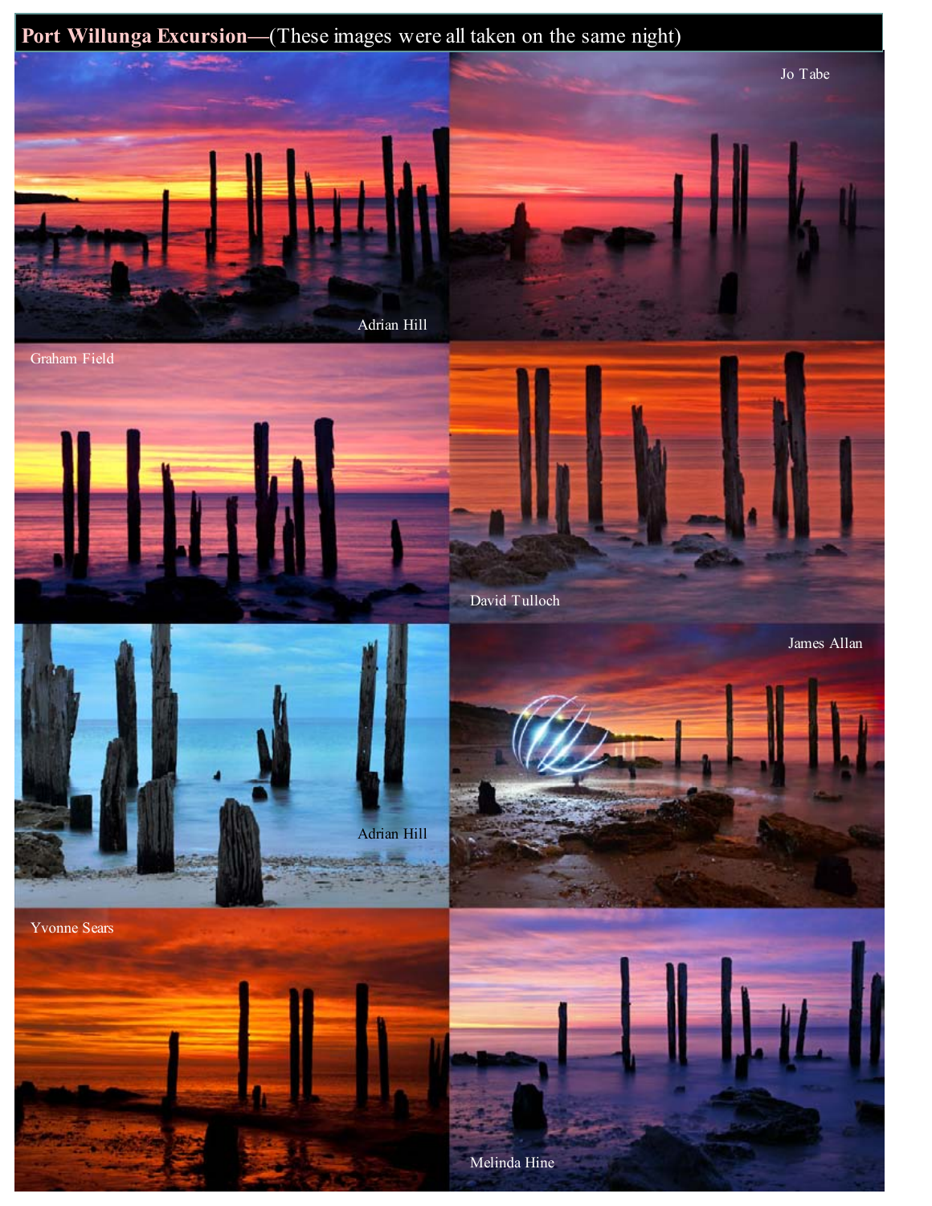**Port Willunga Excursion—**(These images were all taken on the same night)

Adrian Hill

Jo Tabe

Graham Field

David Tulloch

Adrian Hill

James Allan

Yvonne Sears

Melinda Hine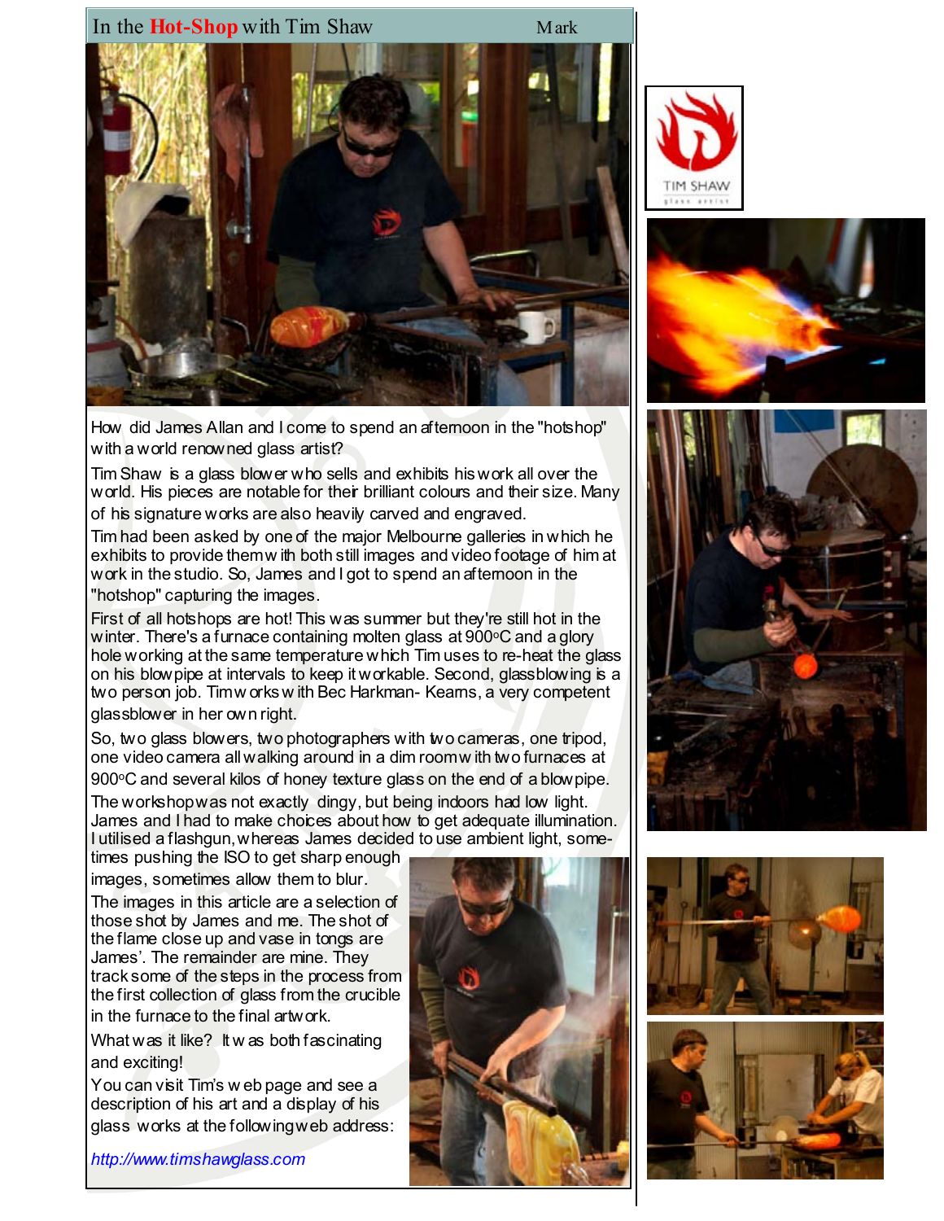# In the Hot-Shop with Tim Shaw

Mark

How did James Allan and I come to spend an afternoon in the "hotshop" with a world renowned glass artist?

Tim Shaw is a glass blower who sells and exhibits his work all over the world. His pieces are notable for their brilliant colours and their size. Many of his signature works are also heavily carved and engraved.

Tim had been asked by one of the major Melbourne galleries in which he exhibits to provide them with both still images and video footage of him at work in the studio. So, James and I got to spend an afternoon in the "hotshop" capturing the images.

First of all hotshops are hot! This was summer but they're still hot in the winter. There's a furnace containing molten glass at 900°C and a glory hole working at the same temperature which Tim uses to re-heat the glass on his blowpipe at intervals to keep it workable. Second, glassblowing is a two person job. Tim works with Bec Harkman- Kearns, a very competent glassblower in her own right.

So, two glass blowers, two photographers with two cameras, one tripod, one video camera all walking around in a dim room with two furnaces at 900°C and several kilos of honey texture glass on the end of a blowpipe.

The workshop was not exactly dingy, but being indoors had low light. James and I had to make choices about how to get adequate illumination. I utilised a flashgun, whereas James decided to use ambient light, sometimes pushing the ISO to get sharp enough images, sometimes allow them to blur.

The images in this article are a selection of those shot by James and me. The shot of the flame close up and vase in tongs are James'. The remainder are mine. They track some of the steps in the process from the first collection of glass from the crucible in the furnace to the final artwork.

What was it like? It was both fascinating and exciting!

You can visit Tim's web page and see a description of his art and a display of his glass works at the following web address:

*http://www.timshawglass.com*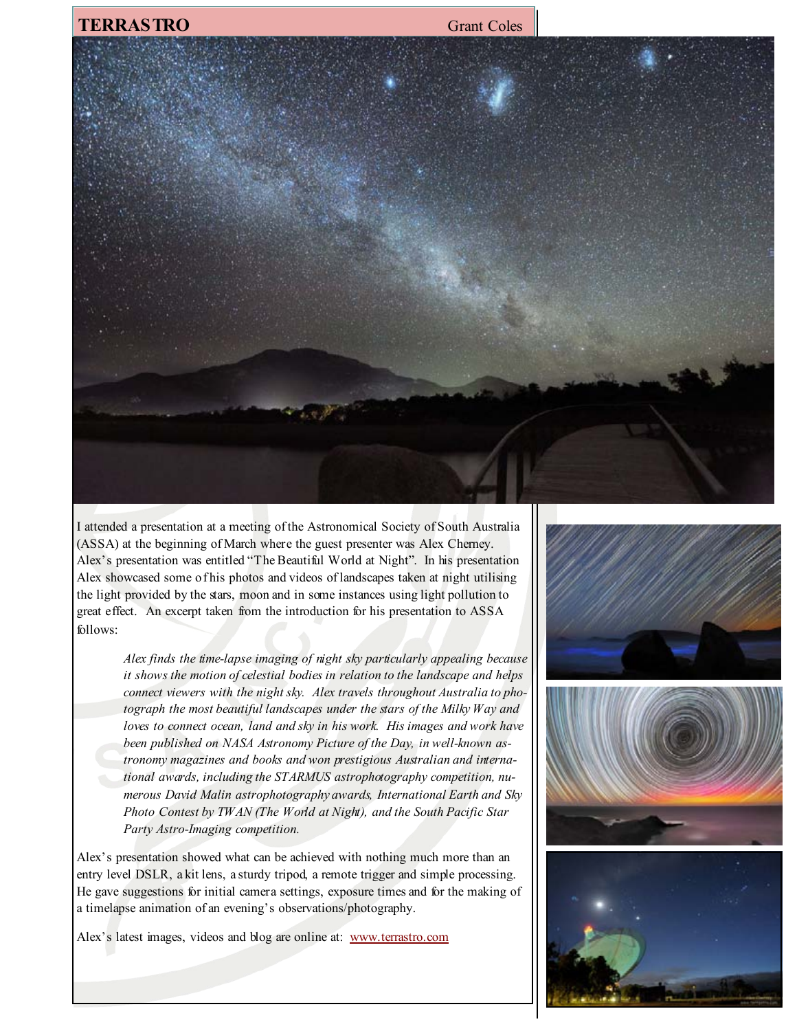# TERRASTRO

Grant Coles

I attended a presentation at a meeting of the Astronomical Society of South Australia (ASSA) at the beginning of March where the guest presenter was Alex Cherney. Alex's presentation was entitled "The Beautiful World at Night". In his presentation Alex showcased some of his photos and videos of landscapes taken at night utilising the light provided by the stars, moon and in some instances using light pollution to great effect. An excerpt taken from the introduction for his presentation to ASSA follows:

> *Alex finds the time-lapse imaging of night sky particularly appealing because it shows the motion of celestial bodies in relation to the landscape and helps connect viewers with the night sky. Alex travels throughout Australia to photograph the most beautiful landscapes under the stars of the Milky Way and loves to connect ocean, land and sky in his work. His images and work have been published on NASA Astronomy Picture of the Day, in well-known astronomy magazines and books and won prestigious Australian and international awards, including the STARMUS astrophotography competition, numerous David Malin astrophotography awards, International Earth and Sky Photo Contest by TWAN (The World at Night), and the South Pacific Star Party Astro-Imaging competition.*

Alex's presentation showed what can be achieved with nothing much more than an entry level DSLR, a kit lens, a sturdy tripod, a remote trigger and simple processing. He gave suggestions for initial camera settings, exposure times and for the making of a timelapse animation of an evening's observations/photography.

Alex's latest images, videos and blog are online at: [www.terrastro.com](www.terrastro.com)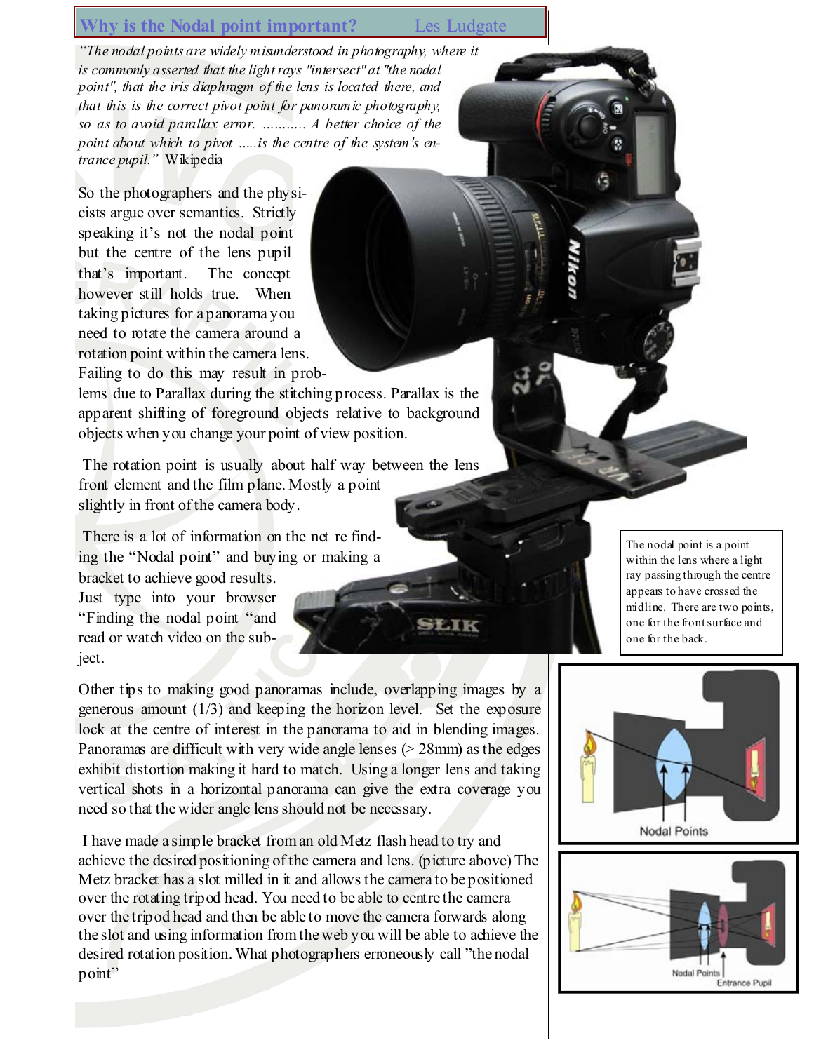## Why is the Nodal point important? Les Ludgate

*"The nodal points are widely misunderstood in photography, where it is commonly asserted that the light rays "intersect" at "the nodal point", that the iris diaphragm of the lens is located there, and that this is the correct pivot point for panoramic photography, so as to avoid parallax error. ........... A better choice of the point about which to pivot .....is the centre of the system's entrance pupil."* Wikipedia

So the photographers and the physicists argue over semantics. Strictly speaking it's not the nodal point but the centre of the lens pupil that's important. The concept however still holds true. When taking pictures for a panorama you need to rotate the camera around a rotation point within the camera lens. Failing to do this may result in problems due to Parallax during the stitching process. Parallax is the apparent shifting of foreground objects relative to background objects when you change your point of view position.

The rotation point is usually about half way between the lens front element and the film plane. Mostly a point slightly in front of the camera body.

There is a lot of information on the net re finding the "Nodal point" and buying or making a bracket to achieve good results. Just type into your browser "Finding the nodal point "and read or watch video on the subject.

Other tips to making good panoramas include, overlapping images by a generous amount (1/3) and keeping the horizon level. Set the exposure lock at the centre of interest in the panorama to aid in blending images. Panoramas are difficult with very wide angle lenses (> 28mm) as the edges exhibit distortion making it hard to match. Using a longer lens and taking vertical shots in a horizontal panorama can give the extra coverage you need so that the wider angle lens should not be necessary.

I have made a simple bracket from an old Metz flash head to try and achieve the desired positioning of the camera and lens. (picture above) The Metz bracket has a slot milled in it and allows the camera to be positioned over the rotating tripod head. You need to be able to centre the camera over the tripod head and then be able to move the camera forwards along the slot and using information from the web you will be able to achieve the desired rotation position. What photographers erroneously call "the nodal point"

The nodal point is a point within the lens where a light ray passing through the centre appears to have crossed the midline. There are two points, one for the front surface and one for the back.

Nodal Points

Nodal Points
Entrance Pupil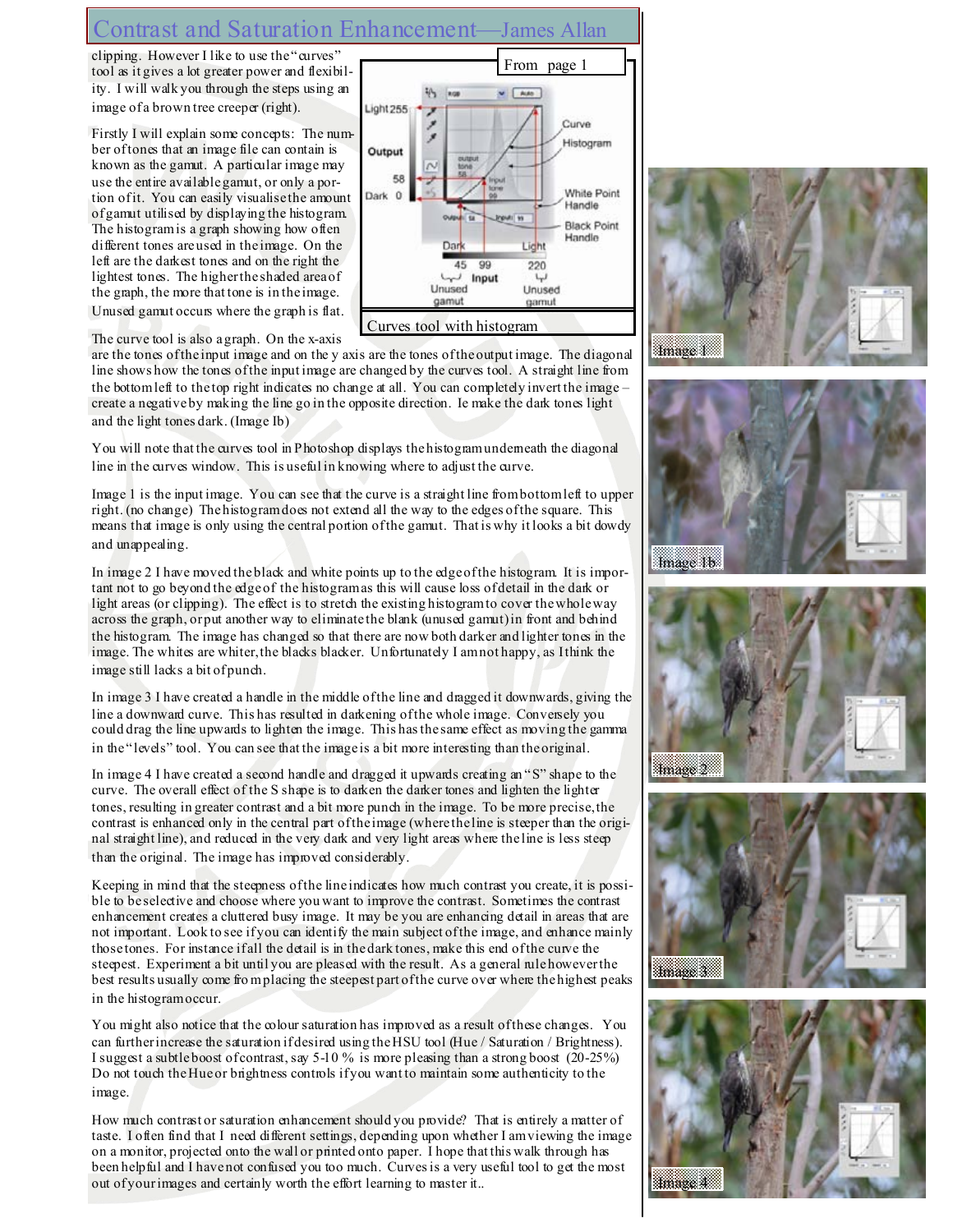# Contrast and Saturation Enhancement—James Allan

clipping. However I like to use the "curves" tool as it gives a lot greater power and flexibility. I will walk you through the steps using an image of a brown tree creeper (right).

Firstly I will explain some concepts: The number of tones that an image file can contain is known as the gamut. A particular image may use the entire available gamut, or only a portion of it. You can easily visualise the amount of gamut utilised by displaying the histogram. The histogram is a graph showing how often different tones are used in the image. On the left are the darkest tones and on the right the lightest tones. The higher the shaded area of the graph, the more that tone is in the image. Unused gamut occurs where the graph is flat.

From page 1

Curves tool with histogram

The curve tool is also a graph. On the x-axis are the tones of the input image and on the y axis are the tones of the output image. The diagonal line shows how the tones of the input image are changed by the curves tool. A straight line from the bottom left to the top right indicates no change at all. You can completely invert the image – create a negative by making the line go in the opposite direction. Ie make the dark tones light and the light tones dark. (Image Ib)

You will note that the curves tool in Photoshop displays the histogram underneath the diagonal line in the curves window. This is useful in knowing where to adjust the curve.

Image 1 is the input image. You can see that the curve is a straight line from bottom left to upper right. (no change) The histogram does not extend all the way to the edges of the square. This means that image is only using the central portion of the gamut. That is why it looks a bit dowdy and unappealing.

In image 2 I have moved the black and white points up to the edge of the histogram. It is important not to go beyond the edge of the histogram as this will cause loss of detail in the dark or light areas (or clipping). The effect is to stretch the existing histogram to cover the whole way across the graph, or put another way to eliminate the blank (unused gamut) in front and behind the histogram. The image has changed so that there are now both darker and lighter tones in the image. The whites are whiter, the blacks blacker. Unfortunately I am not happy, as I think the image still lacks a bit of punch.

In image 3 I have created a handle in the middle of the line and dragged it downwards, giving the line a downward curve. This has resulted in darkening of the whole image. Conversely you could drag the line upwards to lighten the image. This has the same effect as moving the gamma in the "levels" tool. You can see that the image is a bit more interesting than the original.

In image 4 I have created a second handle and dragged it upwards creating an "S" shape to the curve. The overall effect of the S shape is to darken the darker tones and lighten the lighter tones, resulting in greater contrast and a bit more punch in the image. To be more precise, the contrast is enhanced only in the central part of the image (where the line is steeper than the original straight line), and reduced in the very dark and very light areas where the line is less steep than the original. The image has improved considerably.

Keeping in mind that the steepness of the line indicates how much contrast you create, it is possible to be selective and choose where you want to improve the contrast. Sometimes the contrast enhancement creates a cluttered busy image. It may be you are enhancing detail in areas that are not important. Look to see if you can identify the main subject of the image, and enhance mainly those tones. For instance if all the detail is in the dark tones, make this end of the curve the steepest. Experiment a bit until you are pleased with the result. As a general rule however the best results usually come from placing the steepest part of the curve over where the highest peaks in the histogram occur.

You might also notice that the colour saturation has improved as a result of these changes. You can further increase the saturation if desired using the HSU tool (Hue / Saturation / Brightness). I suggest a subtle boost of contrast, say 5-10 % is more pleasing than a strong boost (20-25%) Do not touch the Hue or brightness controls if you want to maintain some authenticity to the image.

How much contrast or saturation enhancement should you provide? That is entirely a matter of taste. I often find that I need different settings, depending upon whether I am viewing the image on a monitor, projected onto the wall or printed onto paper. I hope that this walk through has been helpful and I have not confused you too much. Curves is a very useful tool to get the most out of your images and certainly worth the effort learning to master it..

Image 1

Image 1b

Image 2

Image 3

Image 4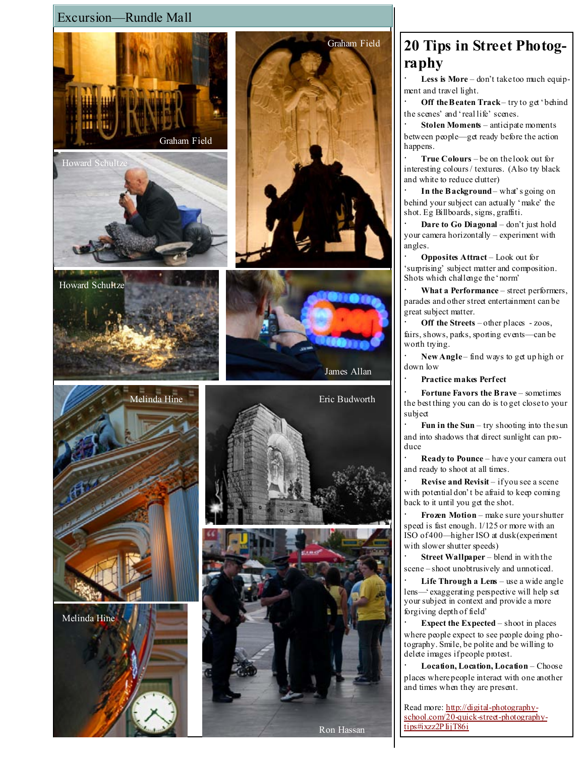# Excursion—Rundle Mall

Graham Field

Graham Field

Howard Schultze

Howard Schultze

James Allan

Melinda Hine

Eric Budworth

Melinda Hine

Ron Hassan

## 20 Tips in Street Photography

- **Less is More** – don't take too much equipment and travel light.
- **Off the Beaten Track** – try to get 'behind the scenes' and 'real life' scenes.
- **Stolen Moments** – anticipate moments between people—get ready before the action happens.
- **True Colours** – be on the look out for interesting colours / textures. (Also try black and white to reduce clutter)
- **In the Background** – what's going on behind your subject can actually 'make' the shot. Eg Billboards, signs, graffiti.
- **Dare to Go Diagonal** – don't just hold your camera horizontally – experiment with angles.
- **Opposites Attract** – Look out for 'surprising' subject matter and composition. Shots which challenge the 'norm'
- **What a Performance** – street performers, parades and other street entertainment can be great subject matter.
- **Off the Streets** – other places - zoos, fairs, shows, parks, sporting events—can be worth trying.
- **New Angle** – find ways to get up high or down low
- **Practice makes Perfect**
- **Fortune Favors the Brave** – sometimes the best thing you can do is to get close to your subject
- **Fun in the Sun** – try shooting into the sun and into shadows that direct sunlight can produce
- **Ready to Pounce** – have your camera out and ready to shoot at all times.
- **Revise and Revisit** – if you see a scene with potential don't be afraid to keep coming back to it until you get the shot.
- **Frozen Motion** – make sure your shutter speed is fast enough. 1/125 or more with an ISO of 400—higher ISO at dusk (experiment with slower shutter speeds)
- **Street Wallpaper** – blend in with the scene – shoot unobtrusively and unnoticed.
- **Life Through a Lens** – use a wide angle lens—'exaggerating perspective will help set your subject in context and provide a more forgiving depth of field'
- **Expect the Expected** – shoot in places where people expect to see people doing photography. Smile, be polite and be willing to delete images if people protest.
- **Location, Location, Location** – Choose places where people interact with one another and times when they are present.

Read more: [http://digital-photography-school.com/20-quick-street-photography-tips#ixzz2PIijT86i](http://digital-photography-school.com/20-quick-street-photography-tips#ixzz2PIijT86i)